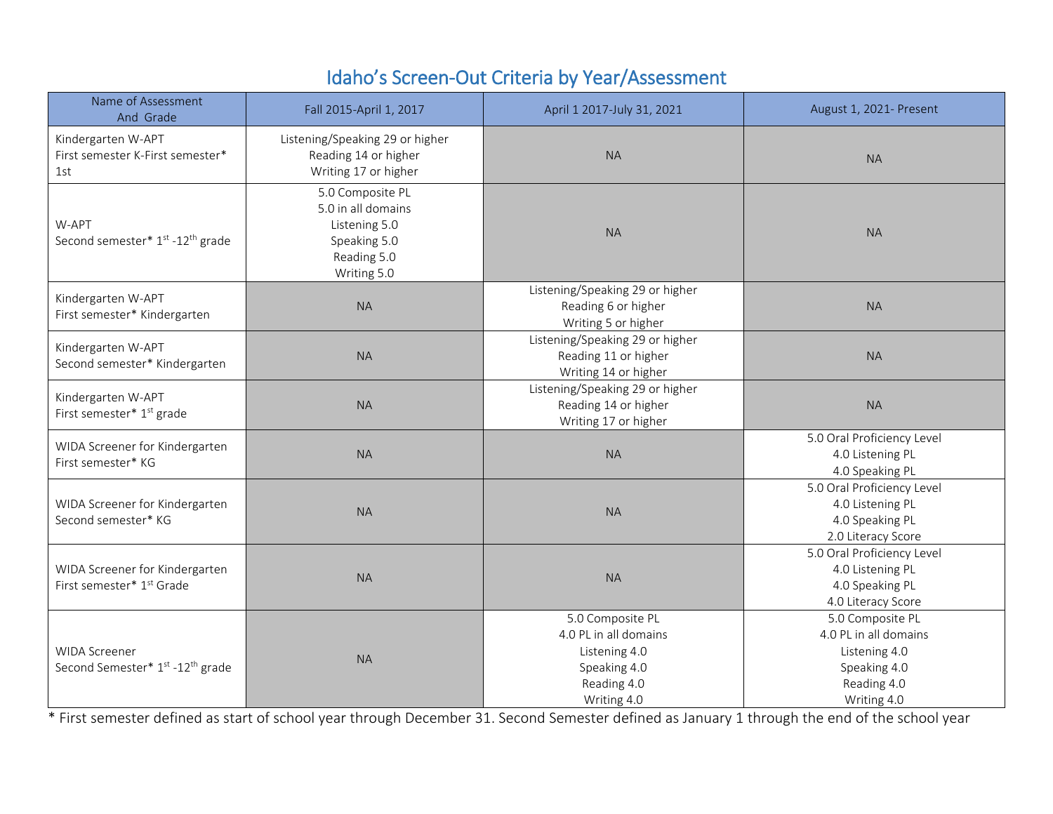# Idaho's Screen-Out Criteria by Year/Assessment

| Name of Assessment And Grade | Fall 2015-April 1, 2017 | April 1 2017-July 31, 2021 | August 1, 2021- Present |
|---|---|---|---|
| Kindergarten W-APT First semester K-First semester* 1st | Listening/Speaking 29 or higher<br>Reading 14 or higher<br>Writing 17 or higher | NA | NA |
| W-APT Second semester* 1st -12th grade | 5.0 Composite PL<br>5.0 in all domains<br>Listening 5.0<br>Speaking 5.0<br>Reading 5.0<br>Writing 5.0 | NA | NA |
| Kindergarten W-APT First semester* Kindergarten | NA | Listening/Speaking 29 or higher<br>Reading 6 or higher<br>Writing 5 or higher | NA |
| Kindergarten W-APT Second semester* Kindergarten | NA | Listening/Speaking 29 or higher<br>Reading 11 or higher<br>Writing 14 or higher | NA |
| Kindergarten W-APT First semester* 1st grade | NA | Listening/Speaking 29 or higher<br>Reading 14 or higher<br>Writing 17 or higher | NA |
| WIDA Screener for Kindergarten First semester* KG | NA | NA | 5.0 Oral Proficiency Level<br>4.0 Listening PL<br>4.0 Speaking PL |
| WIDA Screener for Kindergarten Second semester* KG | NA | NA | 5.0 Oral Proficiency Level<br>4.0 Listening PL<br>4.0 Speaking PL<br>2.0 Literacy Score |
| WIDA Screener for Kindergarten First semester* 1st Grade | NA | NA | 5.0 Oral Proficiency Level<br>4.0 Listening PL<br>4.0 Speaking PL<br>4.0 Literacy Score |
| WIDA Screener Second Semester* 1st -12th grade | NA | 5.0 Composite PL<br>4.0 PL in all domains<br>Listening 4.0<br>Speaking 4.0<br>Reading 4.0<br>Writing 4.0 | 5.0 Composite PL<br>4.0 PL in all domains<br>Listening 4.0<br>Speaking 4.0<br>Reading 4.0<br>Writing 4.0 |

* First semester defined as start of school year through December 31. Second Semester defined as January 1 through the end of the school year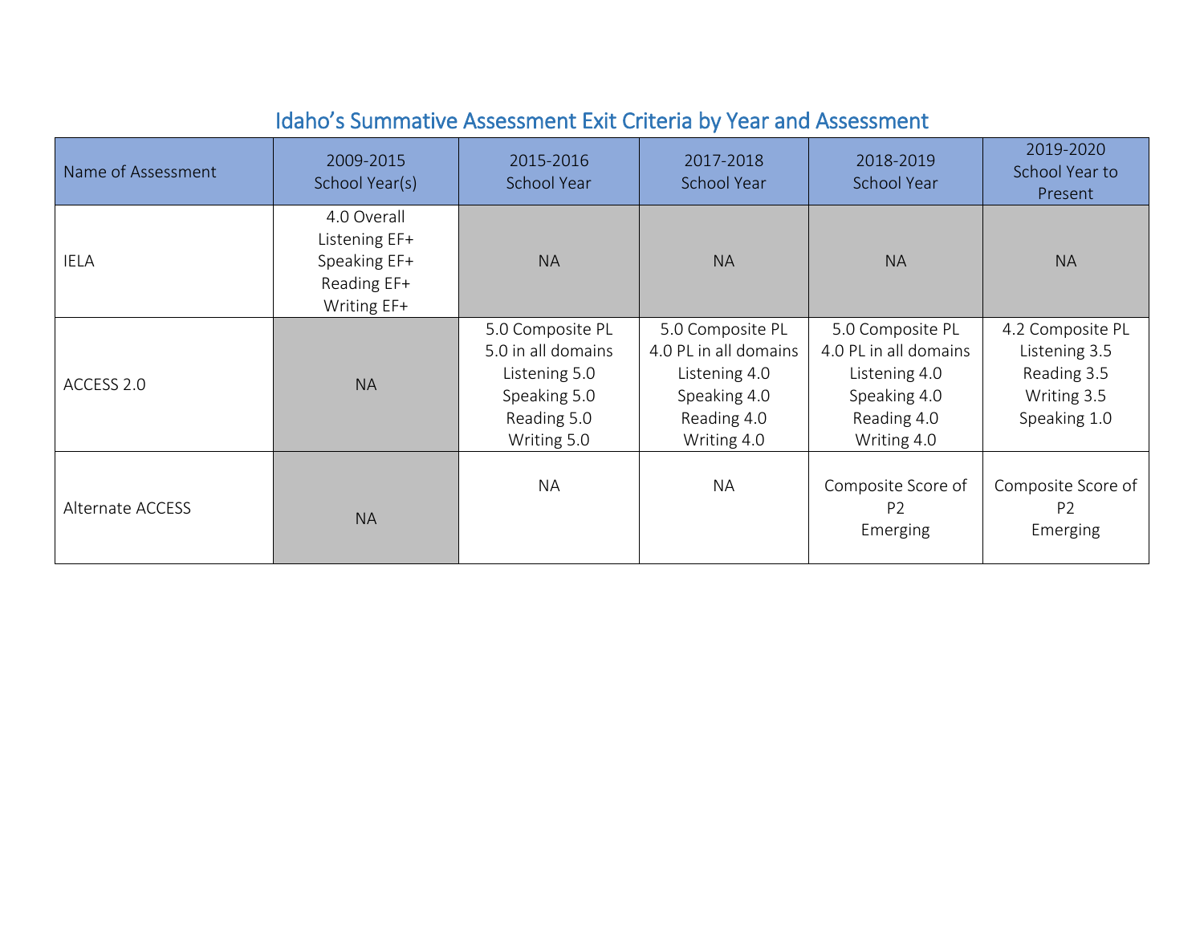## Idaho's Summative Assessment Exit Criteria by Year and Assessment

| Name of Assessment | 2009-2015 School Year(s) | 2015-2016 School Year | 2017-2018 School Year | 2018-2019 School Year | 2019-2020 School Year to Present |
|---|---|---|---|---|---|
| IELA | 4.0 Overall<br>Listening EF+<br>Speaking EF+<br>Reading EF+<br>Writing EF+ | NA | NA | NA | NA |
| ACCESS 2.0 | NA | 5.0 Composite PL<br>5.0 in all domains<br>Listening 5.0<br>Speaking 5.0<br>Reading 5.0<br>Writing 5.0 | 5.0 Composite PL<br>4.0 PL in all domains<br>Listening 4.0<br>Speaking 4.0<br>Reading 4.0<br>Writing 4.0 | 5.0 Composite PL<br>4.0 PL in all domains<br>Listening 4.0<br>Speaking 4.0<br>Reading 4.0<br>Writing 4.0 | 4.2 Composite PL<br>Listening 3.5<br>Reading 3.5<br>Writing 3.5<br>Speaking 1.0 |
| Alternate ACCESS | NA | NA | NA | Composite Score of P2<br>Emerging | Composite Score of P2<br>Emerging |